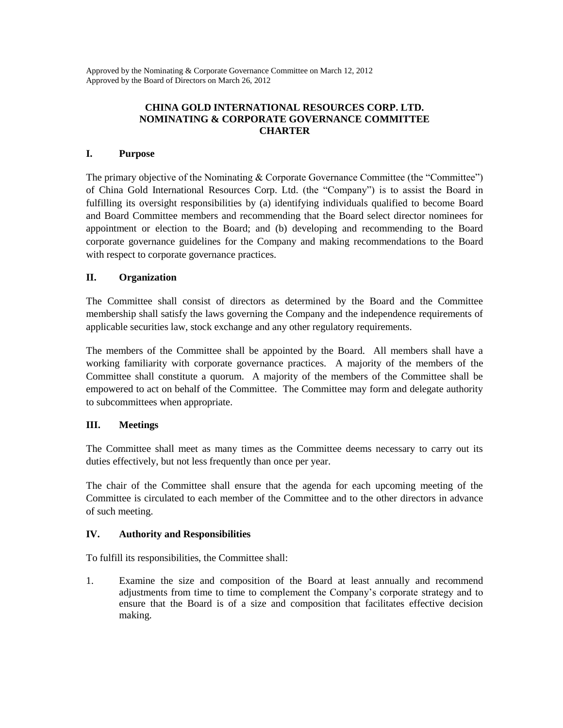Approved by the Nominating & Corporate Governance Committee on March 12, 2012
Approved by the Board of Directors on March 26, 2012

# CHINA GOLD INTERNATIONAL RESOURCES CORP. LTD.
# NOMINATING & CORPORATE GOVERNANCE COMMITTEE CHARTER

## I. Purpose

The primary objective of the Nominating & Corporate Governance Committee (the "Committee") of China Gold International Resources Corp. Ltd. (the "Company") is to assist the Board in fulfilling its oversight responsibilities by (a) identifying individuals qualified to become Board and Board Committee members and recommending that the Board select director nominees for appointment or election to the Board; and (b) developing and recommending to the Board corporate governance guidelines for the Company and making recommendations to the Board with respect to corporate governance practices.

## II. Organization

The Committee shall consist of directors as determined by the Board and the Committee membership shall satisfy the laws governing the Company and the independence requirements of applicable securities law, stock exchange and any other regulatory requirements.

The members of the Committee shall be appointed by the Board. All members shall have a working familiarity with corporate governance practices. A majority of the members of the Committee shall constitute a quorum. A majority of the members of the Committee shall be empowered to act on behalf of the Committee. The Committee may form and delegate authority to subcommittees when appropriate.

## III. Meetings

The Committee shall meet as many times as the Committee deems necessary to carry out its duties effectively, but not less frequently than once per year.

The chair of the Committee shall ensure that the agenda for each upcoming meeting of the Committee is circulated to each member of the Committee and to the other directors in advance of such meeting.

## IV. Authority and Responsibilities

To fulfill its responsibilities, the Committee shall:

1. Examine the size and composition of the Board at least annually and recommend adjustments from time to time to complement the Company's corporate strategy and to ensure that the Board is of a size and composition that facilitates effective decision making.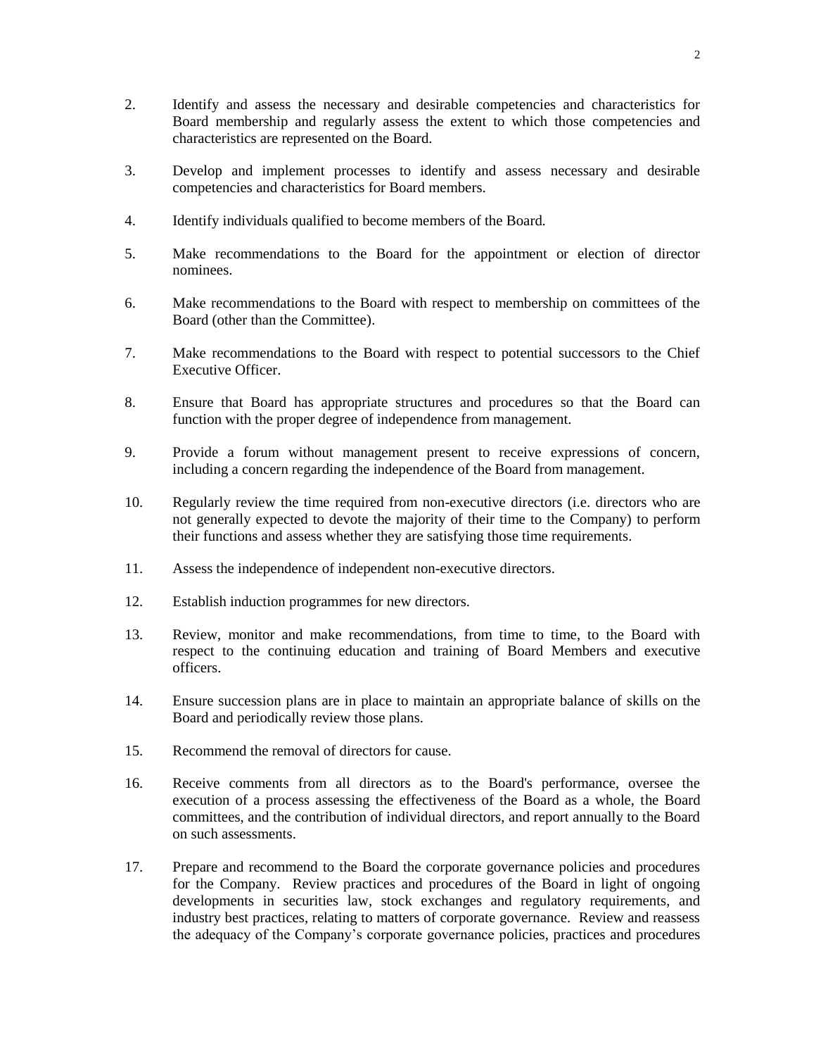2. Identify and assess the necessary and desirable competencies and characteristics for Board membership and regularly assess the extent to which those competencies and characteristics are represented on the Board.

3. Develop and implement processes to identify and assess necessary and desirable competencies and characteristics for Board members.

4. Identify individuals qualified to become members of the Board.

5. Make recommendations to the Board for the appointment or election of director nominees.

6. Make recommendations to the Board with respect to membership on committees of the Board (other than the Committee).

7. Make recommendations to the Board with respect to potential successors to the Chief Executive Officer.

8. Ensure that Board has appropriate structures and procedures so that the Board can function with the proper degree of independence from management.

9. Provide a forum without management present to receive expressions of concern, including a concern regarding the independence of the Board from management.

10. Regularly review the time required from non-executive directors (i.e. directors who are not generally expected to devote the majority of their time to the Company) to perform their functions and assess whether they are satisfying those time requirements.

11. Assess the independence of independent non-executive directors.

12. Establish induction programmes for new directors.

13. Review, monitor and make recommendations, from time to time, to the Board with respect to the continuing education and training of Board Members and executive officers.

14. Ensure succession plans are in place to maintain an appropriate balance of skills on the Board and periodically review those plans.

15. Recommend the removal of directors for cause.

16. Receive comments from all directors as to the Board's performance, oversee the execution of a process assessing the effectiveness of the Board as a whole, the Board committees, and the contribution of individual directors, and report annually to the Board on such assessments.

17. Prepare and recommend to the Board the corporate governance policies and procedures for the Company. Review practices and procedures of the Board in light of ongoing developments in securities law, stock exchanges and regulatory requirements, and industry best practices, relating to matters of corporate governance. Review and reassess the adequacy of the Company's corporate governance policies, practices and procedures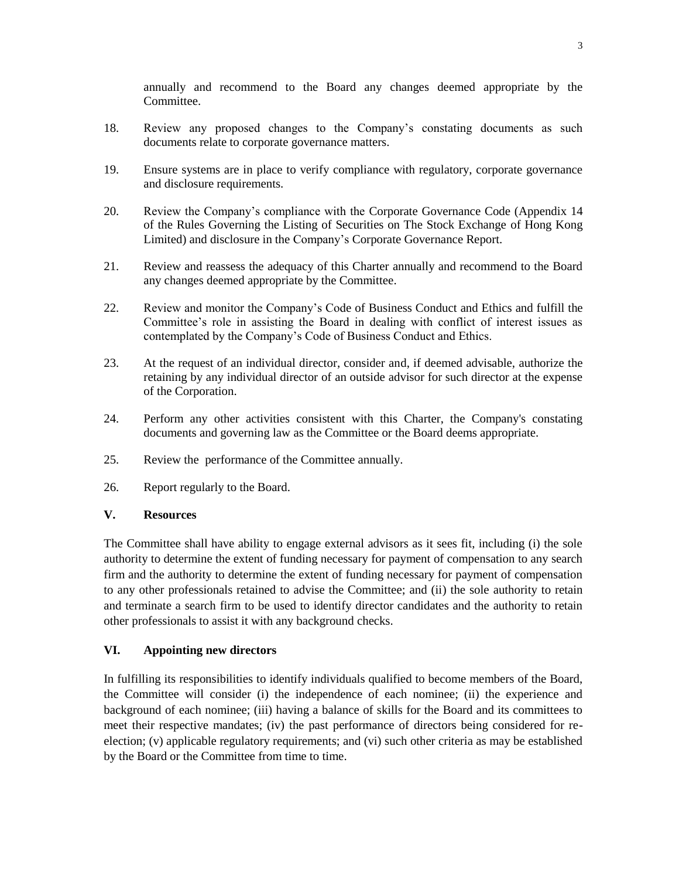annually and recommend to the Board any changes deemed appropriate by the Committee.

18. Review any proposed changes to the Company's constating documents as such documents relate to corporate governance matters.

19. Ensure systems are in place to verify compliance with regulatory, corporate governance and disclosure requirements.

20. Review the Company's compliance with the Corporate Governance Code (Appendix 14 of the Rules Governing the Listing of Securities on The Stock Exchange of Hong Kong Limited) and disclosure in the Company's Corporate Governance Report.

21. Review and reassess the adequacy of this Charter annually and recommend to the Board any changes deemed appropriate by the Committee.

22. Review and monitor the Company's Code of Business Conduct and Ethics and fulfill the Committee's role in assisting the Board in dealing with conflict of interest issues as contemplated by the Company's Code of Business Conduct and Ethics.

23. At the request of an individual director, consider and, if deemed advisable, authorize the retaining by any individual director of an outside advisor for such director at the expense of the Corporation.

24. Perform any other activities consistent with this Charter, the Company's constating documents and governing law as the Committee or the Board deems appropriate.

25. Review the performance of the Committee annually.

26. Report regularly to the Board.

## V. Resources

The Committee shall have ability to engage external advisors as it sees fit, including (i) the sole authority to determine the extent of funding necessary for payment of compensation to any search firm and the authority to determine the extent of funding necessary for payment of compensation to any other professionals retained to advise the Committee; and (ii) the sole authority to retain and terminate a search firm to be used to identify director candidates and the authority to retain other professionals to assist it with any background checks.

## VI. Appointing new directors

In fulfilling its responsibilities to identify individuals qualified to become members of the Board, the Committee will consider (i) the independence of each nominee; (ii) the experience and background of each nominee; (iii) having a balance of skills for the Board and its committees to meet their respective mandates; (iv) the past performance of directors being considered for re-election; (v) applicable regulatory requirements; and (vi) such other criteria as may be established by the Board or the Committee from time to time.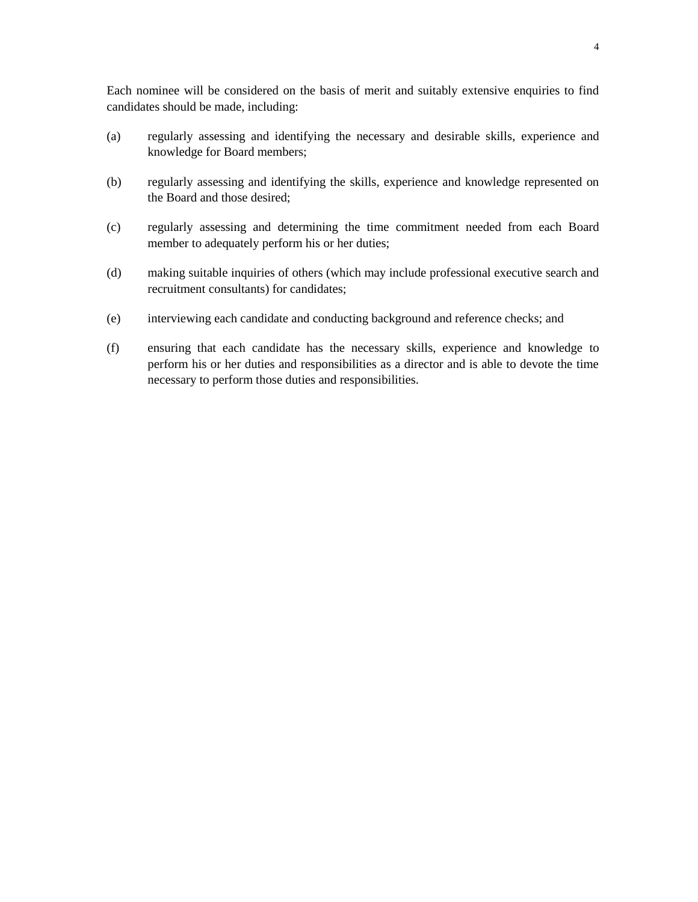Each nominee will be considered on the basis of merit and suitably extensive enquiries to find candidates should be made, including:

(a) regularly assessing and identifying the necessary and desirable skills, experience and knowledge for Board members;

(b) regularly assessing and identifying the skills, experience and knowledge represented on the Board and those desired;

(c) regularly assessing and determining the time commitment needed from each Board member to adequately perform his or her duties;

(d) making suitable inquiries of others (which may include professional executive search and recruitment consultants) for candidates;

(e) interviewing each candidate and conducting background and reference checks; and

(f) ensuring that each candidate has the necessary skills, experience and knowledge to perform his or her duties and responsibilities as a director and is able to devote the time necessary to perform those duties and responsibilities.